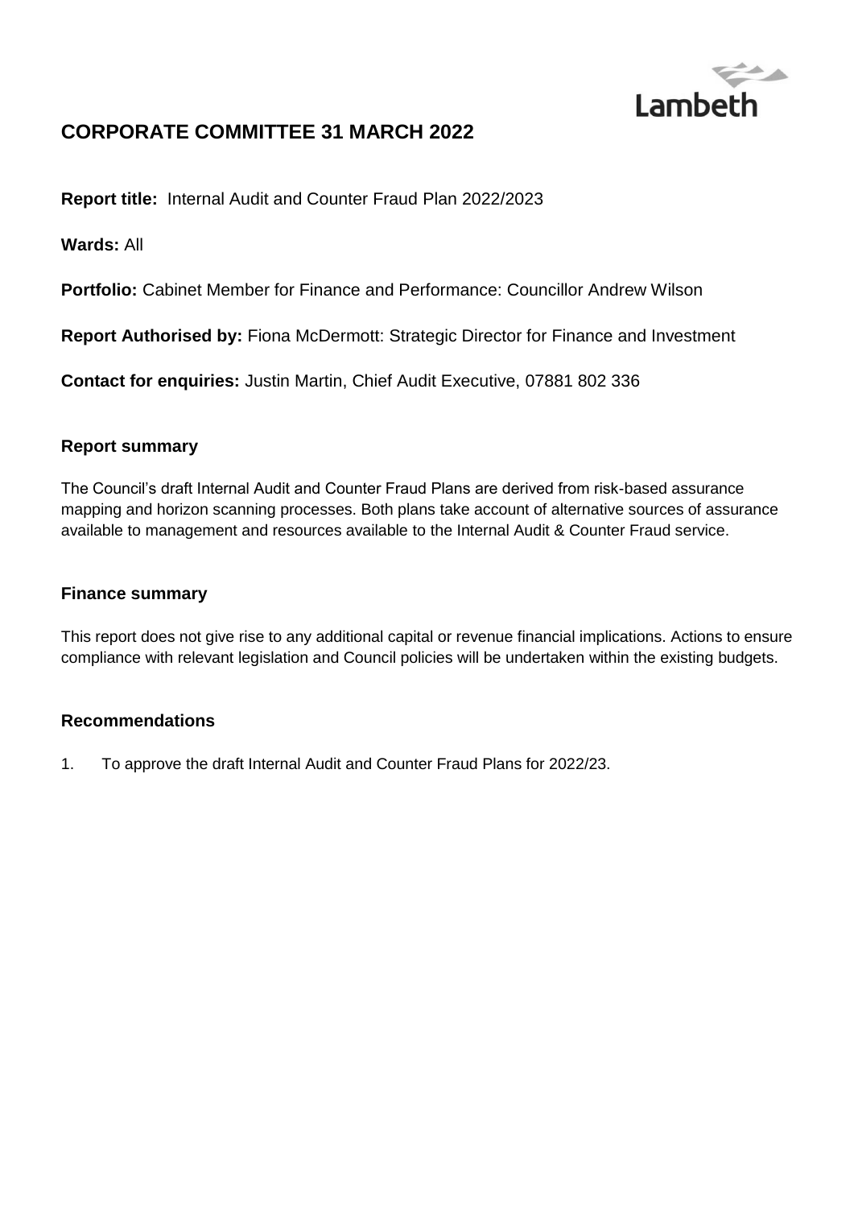Lambeth

# CORPORATE COMMITTEE 31 MARCH 2022

**Report title:** Internal Audit and Counter Fraud Plan 2022/2023

**Wards:** All

**Portfolio:** Cabinet Member for Finance and Performance: Councillor Andrew Wilson

**Report Authorised by:** Fiona McDermott: Strategic Director for Finance and Investment

**Contact for enquiries:** Justin Martin, Chief Audit Executive, 07881 802 336

## Report summary

The Council's draft Internal Audit and Counter Fraud Plans are derived from risk-based assurance mapping and horizon scanning processes. Both plans take account of alternative sources of assurance available to management and resources available to the Internal Audit & Counter Fraud service.

## Finance summary

This report does not give rise to any additional capital or revenue financial implications. Actions to ensure compliance with relevant legislation and Council policies will be undertaken within the existing budgets.

## Recommendations

1. To approve the draft Internal Audit and Counter Fraud Plans for 2022/23.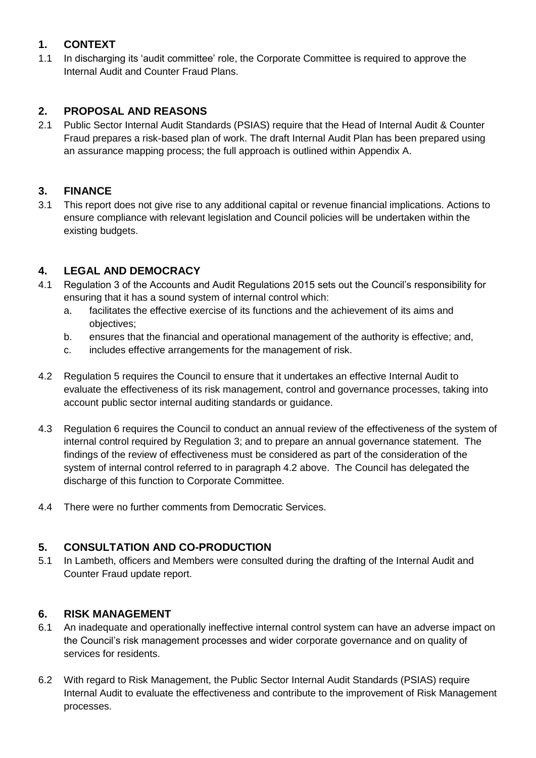## 1. CONTEXT

1.1 In discharging its 'audit committee' role, the Corporate Committee is required to approve the Internal Audit and Counter Fraud Plans.

## 2. PROPOSAL AND REASONS

2.1 Public Sector Internal Audit Standards (PSIAS) require that the Head of Internal Audit & Counter Fraud prepares a risk-based plan of work. The draft Internal Audit Plan has been prepared using an assurance mapping process; the full approach is outlined within Appendix A.

## 3. FINANCE

3.1 This report does not give rise to any additional capital or revenue financial implications. Actions to ensure compliance with relevant legislation and Council policies will be undertaken within the existing budgets.

## 4. LEGAL AND DEMOCRACY

4.1 Regulation 3 of the Accounts and Audit Regulations 2015 sets out the Council's responsibility for ensuring that it has a sound system of internal control which:

   a. facilitates the effective exercise of its functions and the achievement of its aims and objectives;
   b. ensures that the financial and operational management of the authority is effective; and,
   c. includes effective arrangements for the management of risk.

4.2 Regulation 5 requires the Council to ensure that it undertakes an effective Internal Audit to evaluate the effectiveness of its risk management, control and governance processes, taking into account public sector internal auditing standards or guidance.

4.3 Regulation 6 requires the Council to conduct an annual review of the effectiveness of the system of internal control required by Regulation 3; and to prepare an annual governance statement. The findings of the review of effectiveness must be considered as part of the consideration of the system of internal control referred to in paragraph 4.2 above. The Council has delegated the discharge of this function to Corporate Committee.

4.4 There were no further comments from Democratic Services.

## 5. CONSULTATION AND CO-PRODUCTION

5.1 In Lambeth, officers and Members were consulted during the drafting of the Internal Audit and Counter Fraud update report.

## 6. RISK MANAGEMENT

6.1 An inadequate and operationally ineffective internal control system can have an adverse impact on the Council's risk management processes and wider corporate governance and on quality of services for residents.

6.2 With regard to Risk Management, the Public Sector Internal Audit Standards (PSIAS) require Internal Audit to evaluate the effectiveness and contribute to the improvement of Risk Management processes.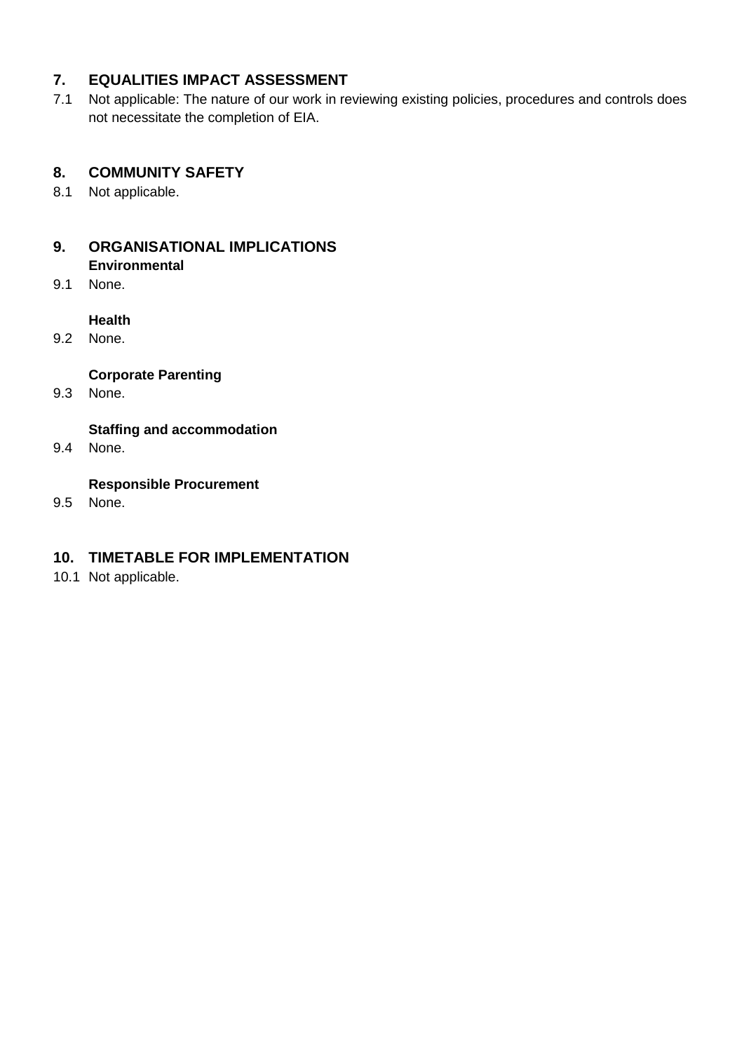## 7. EQUALITIES IMPACT ASSESSMENT

7.1 Not applicable: The nature of our work in reviewing existing policies, procedures and controls does not necessitate the completion of EIA.

## 8. COMMUNITY SAFETY

8.1 Not applicable.

## 9. ORGANISATIONAL IMPLICATIONS

**Environmental**

9.1 None.

**Health**

9.2 None.

**Corporate Parenting**

9.3 None.

**Staffing and accommodation**

9.4 None.

**Responsible Procurement**

9.5 None.

## 10. TIMETABLE FOR IMPLEMENTATION

10.1 Not applicable.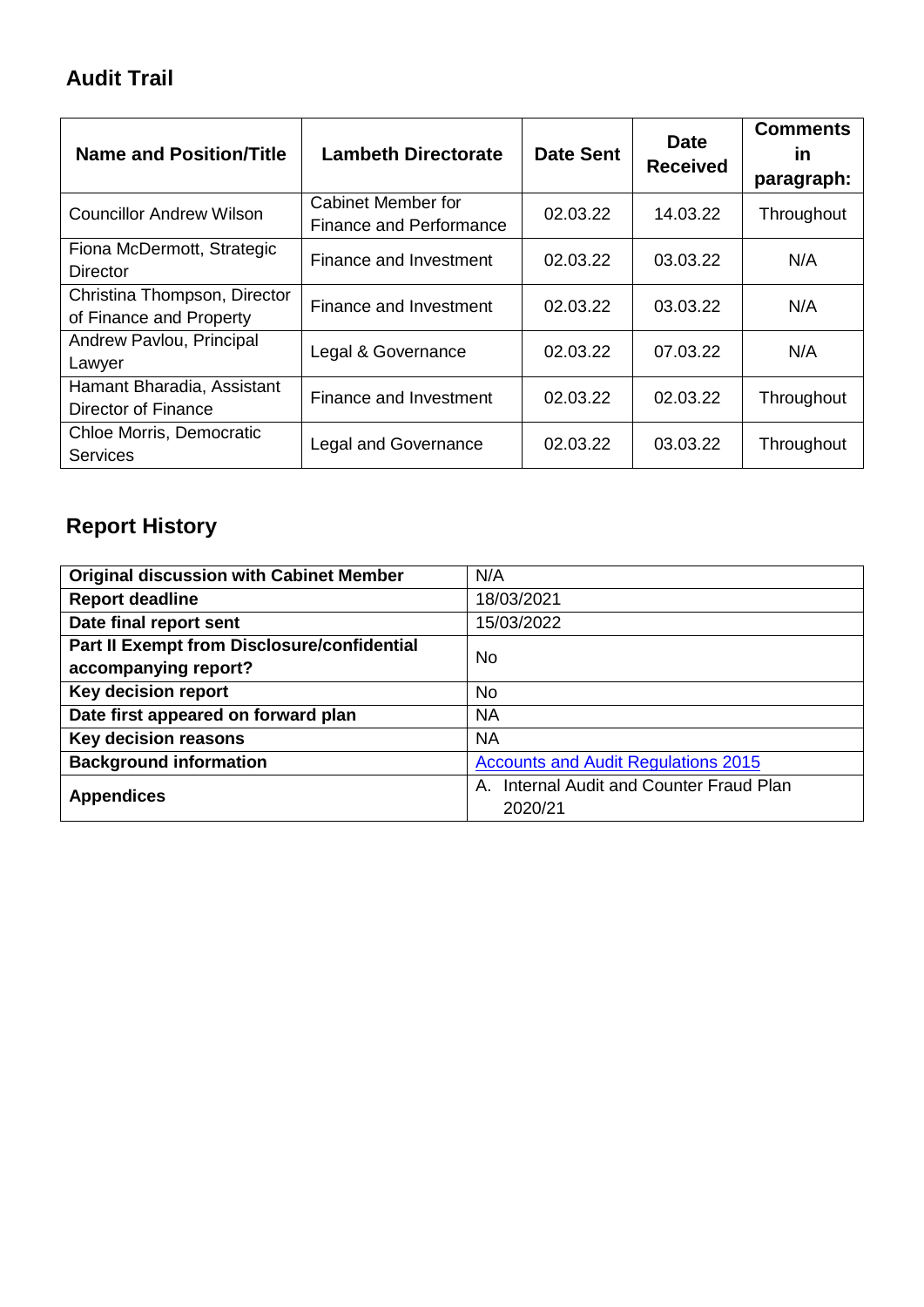## Audit Trail

| Name and Position/Title | Lambeth Directorate | Date Sent | Date Received | Comments in paragraph: |
|---|---|---|---|---|
| Councillor Andrew Wilson | Cabinet Member for Finance and Performance | 02.03.22 | 14.03.22 | Throughout |
| Fiona McDermott, Strategic Director | Finance and Investment | 02.03.22 | 03.03.22 | N/A |
| Christina Thompson, Director of Finance and Property | Finance and Investment | 02.03.22 | 03.03.22 | N/A |
| Andrew Pavlou, Principal Lawyer | Legal & Governance | 02.03.22 | 07.03.22 | N/A |
| Hamant Bharadia, Assistant Director of Finance | Finance and Investment | 02.03.22 | 02.03.22 | Throughout |
| Chloe Morris, Democratic Services | Legal and Governance | 02.03.22 | 03.03.22 | Throughout |

## Report History

| | |
|---|---|
| **Original discussion with Cabinet Member** | N/A |
| **Report deadline** | 18/03/2021 |
| **Date final report sent** | 15/03/2022 |
| **Part II Exempt from Disclosure/confidential accompanying report?** | No |
| **Key decision report** | No |
| **Date first appeared on forward plan** | NA |
| **Key decision reasons** | NA |
| **Background information** | Accounts and Audit Regulations 2015 |
| **Appendices** | A. Internal Audit and Counter Fraud Plan 2020/21 |